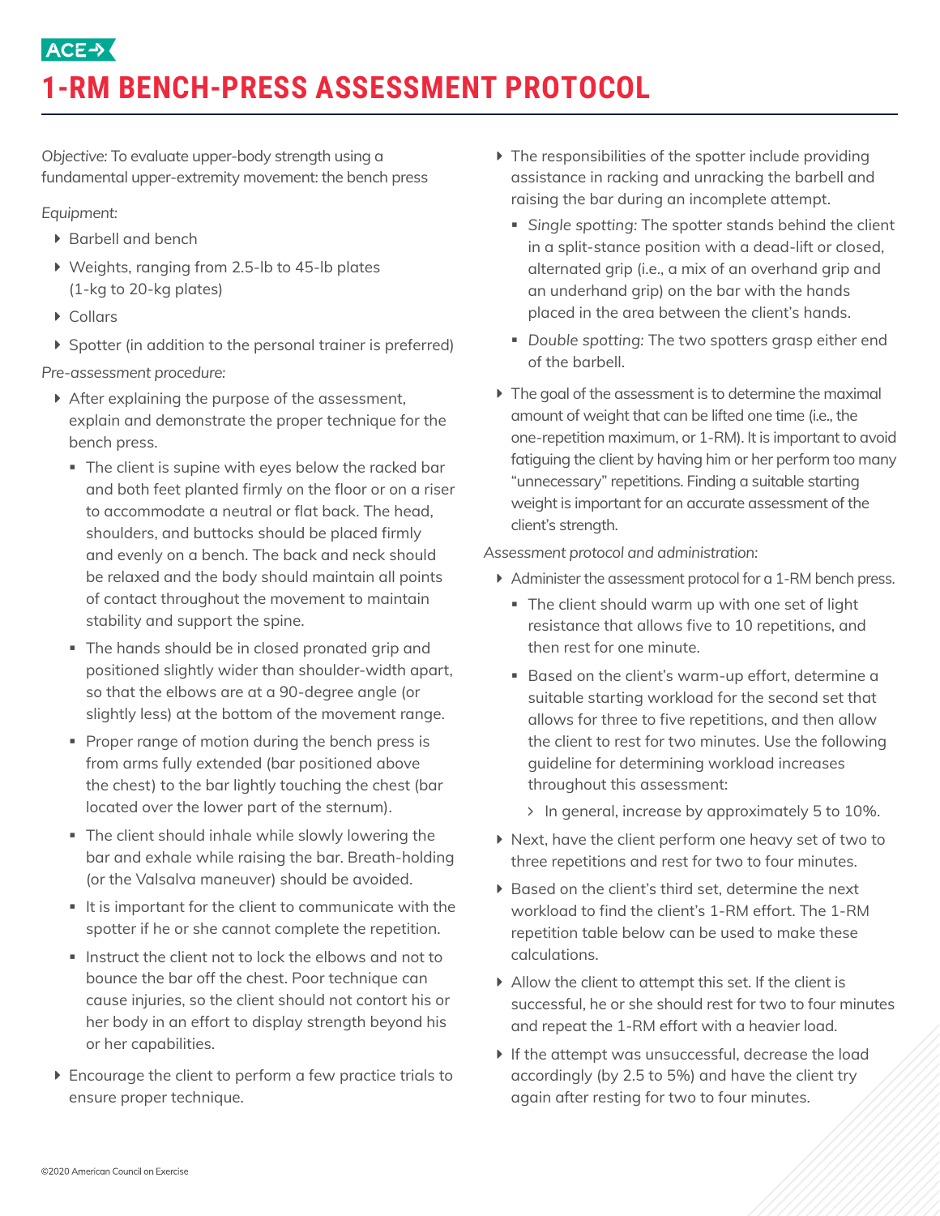ACE

# 1-RM BENCH-PRESS ASSESSMENT PROTOCOL

*Objective:* To evaluate upper-body strength using a fundamental upper-extremity movement: the bench press

*Equipment:*

- Barbell and bench
- Weights, ranging from 2.5-lb to 45-lb plates (1-kg to 20-kg plates)
- Collars
- Spotter (in addition to the personal trainer is preferred)

*Pre-assessment procedure:*

- After explaining the purpose of the assessment, explain and demonstrate the proper technique for the bench press.
  - The client is supine with eyes below the racked bar and both feet planted firmly on the floor or on a riser to accommodate a neutral or flat back. The head, shoulders, and buttocks should be placed firmly and evenly on a bench. The back and neck should be relaxed and the body should maintain all points of contact throughout the movement to maintain stability and support the spine.
  - The hands should be in closed pronated grip and positioned slightly wider than shoulder-width apart, so that the elbows are at a 90-degree angle (or slightly less) at the bottom of the movement range.
  - Proper range of motion during the bench press is from arms fully extended (bar positioned above the chest) to the bar lightly touching the chest (bar located over the lower part of the sternum).
  - The client should inhale while slowly lowering the bar and exhale while raising the bar. Breath-holding (or the Valsalva maneuver) should be avoided.
  - It is important for the client to communicate with the spotter if he or she cannot complete the repetition.
  - Instruct the client not to lock the elbows and not to bounce the bar off the chest. Poor technique can cause injuries, so the client should not contort his or her body in an effort to display strength beyond his or her capabilities.
- Encourage the client to perform a few practice trials to ensure proper technique.
- The responsibilities of the spotter include providing assistance in racking and unracking the barbell and raising the bar during an incomplete attempt.
  - *Single spotting:* The spotter stands behind the client in a split-stance position with a dead-lift or closed, alternated grip (i.e., a mix of an overhand grip and an underhand grip) on the bar with the hands placed in the area between the client's hands.
  - *Double spotting:* The two spotters grasp either end of the barbell.
- The goal of the assessment is to determine the maximal amount of weight that can be lifted one time (i.e., the one-repetition maximum, or 1-RM). It is important to avoid fatiguing the client by having him or her perform too many "unnecessary" repetitions. Finding a suitable starting weight is important for an accurate assessment of the client's strength.

*Assessment protocol and administration:*

- Administer the assessment protocol for a 1-RM bench press.
  - The client should warm up with one set of light resistance that allows five to 10 repetitions, and then rest for one minute.
  - Based on the client's warm-up effort, determine a suitable starting workload for the second set that allows for three to five repetitions, and then allow the client to rest for two minutes. Use the following guideline for determining workload increases throughout this assessment:
    - In general, increase by approximately 5 to 10%.
- Next, have the client perform one heavy set of two to three repetitions and rest for two to four minutes.
- Based on the client's third set, determine the next workload to find the client's 1-RM effort. The 1-RM repetition table below can be used to make these calculations.
- Allow the client to attempt this set. If the client is successful, he or she should rest for two to four minutes and repeat the 1-RM effort with a heavier load.
- If the attempt was unsuccessful, decrease the load accordingly (by 2.5 to 5%) and have the client try again after resting for two to four minutes.

©2020 American Council on Exercise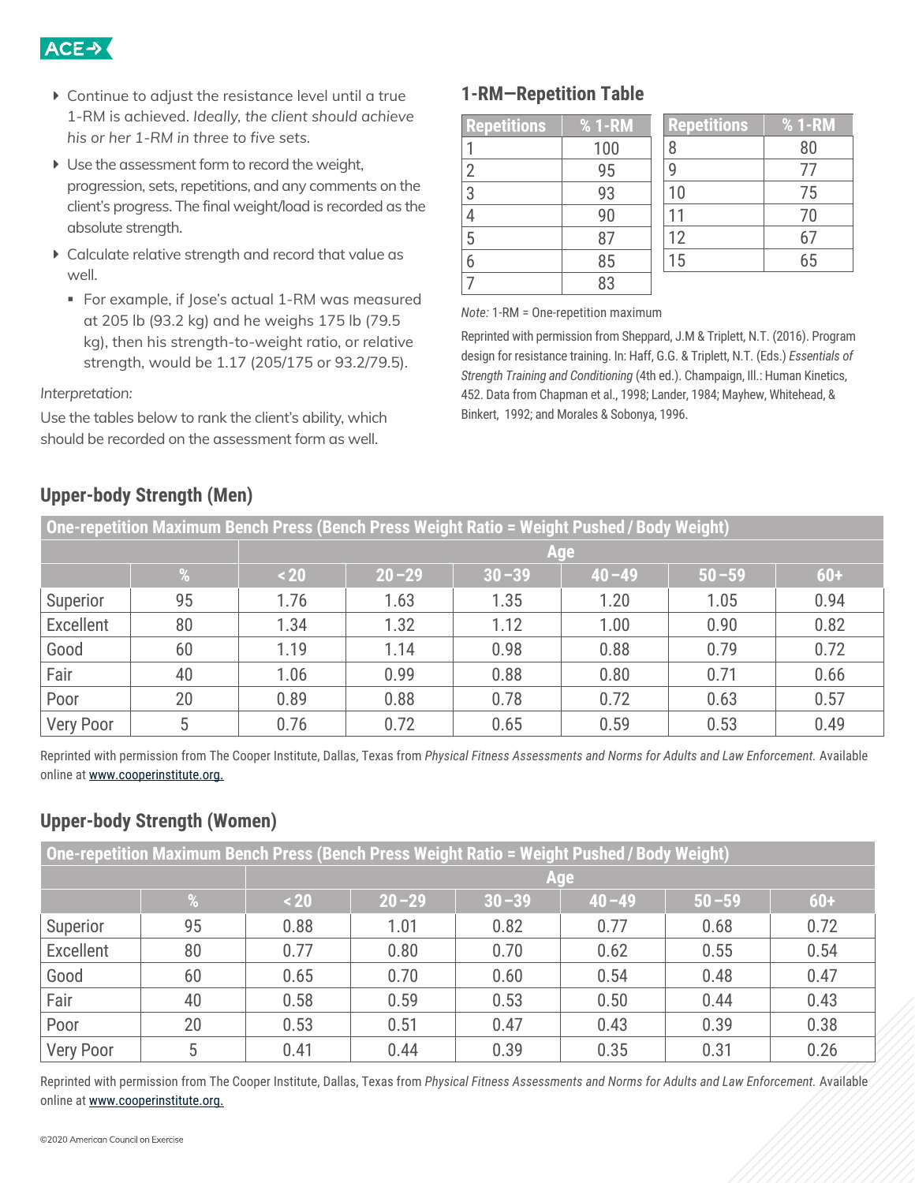- Continue to adjust the resistance level until a true 1-RM is achieved. *Ideally, the client should achieve his or her 1-RM in three to five sets.*
- Use the assessment form to record the weight, progression, sets, repetitions, and any comments on the client's progress. The final weight/load is recorded as the absolute strength.
- Calculate relative strength and record that value as well.
  - For example, if Jose's actual 1-RM was measured at 205 lb (93.2 kg) and he weighs 175 lb (79.5 kg), then his strength-to-weight ratio, or relative strength, would be 1.17 (205/175 or 93.2/79.5).

*Interpretation:*

Use the tables below to rank the client's ability, which should be recorded on the assessment form as well.

## 1-RM—Repetition Table

| Repetitions | % 1-RM | Repetitions | % 1-RM |
|---|---|---|---|
| 1 | 100 | 8 | 80 |
| 2 | 95 | 9 | 77 |
| 3 | 93 | 10 | 75 |
| 4 | 90 | 11 | 70 |
| 5 | 87 | 12 | 67 |
| 6 | 85 | 15 | 65 |
| 7 | 83 | | |

*Note:* 1-RM = One-repetition maximum

Reprinted with permission from Sheppard, J.M & Triplett, N.T. (2016). Program design for resistance training. In: Haff, G.G. & Triplett, N.T. (Eds.) *Essentials of Strength Training and Conditioning* (4th ed.). Champaign, Ill.: Human Kinetics, 452. Data from Chapman et al., 1998; Lander, 1984; Mayhew, Whitehead, & Binkert, 1992; and Morales & Sobonya, 1996.

## Upper-body Strength (Men)

| One-repetition Maximum Bench Press (Bench Press Weight Ratio = Weight Pushed / Body Weight) | | | | | | | |
|---|---|---|---|---|---|---|---|
| | | Age | | | | | |
| | % | < 20 | 20–29 | 30–39 | 40–49 | 50–59 | 60+ |
| Superior | 95 | 1.76 | 1.63 | 1.35 | 1.20 | 1.05 | 0.94 |
| Excellent | 80 | 1.34 | 1.32 | 1.12 | 1.00 | 0.90 | 0.82 |
| Good | 60 | 1.19 | 1.14 | 0.98 | 0.88 | 0.79 | 0.72 |
| Fair | 40 | 1.06 | 0.99 | 0.88 | 0.80 | 0.71 | 0.66 |
| Poor | 20 | 0.89 | 0.88 | 0.78 | 0.72 | 0.63 | 0.57 |
| Very Poor | 5 | 0.76 | 0.72 | 0.65 | 0.59 | 0.53 | 0.49 |

Reprinted with permission from The Cooper Institute, Dallas, Texas from *Physical Fitness Assessments and Norms for Adults and Law Enforcement.* Available online at www.cooperinstitute.org.

## Upper-body Strength (Women)

| One-repetition Maximum Bench Press (Bench Press Weight Ratio = Weight Pushed / Body Weight) | | | | | | | |
|---|---|---|---|---|---|---|---|
| | | Age | | | | | |
| | % | < 20 | 20–29 | 30–39 | 40–49 | 50–59 | 60+ |
| Superior | 95 | 0.88 | 1.01 | 0.82 | 0.77 | 0.68 | 0.72 |
| Excellent | 80 | 0.77 | 0.80 | 0.70 | 0.62 | 0.55 | 0.54 |
| Good | 60 | 0.65 | 0.70 | 0.60 | 0.54 | 0.48 | 0.47 |
| Fair | 40 | 0.58 | 0.59 | 0.53 | 0.50 | 0.44 | 0.43 |
| Poor | 20 | 0.53 | 0.51 | 0.47 | 0.43 | 0.39 | 0.38 |
| Very Poor | 5 | 0.41 | 0.44 | 0.39 | 0.35 | 0.31 | 0.26 |

Reprinted with permission from The Cooper Institute, Dallas, Texas from *Physical Fitness Assessments and Norms for Adults and Law Enforcement.* Available online at www.cooperinstitute.org.

©2020 American Council on Exercise